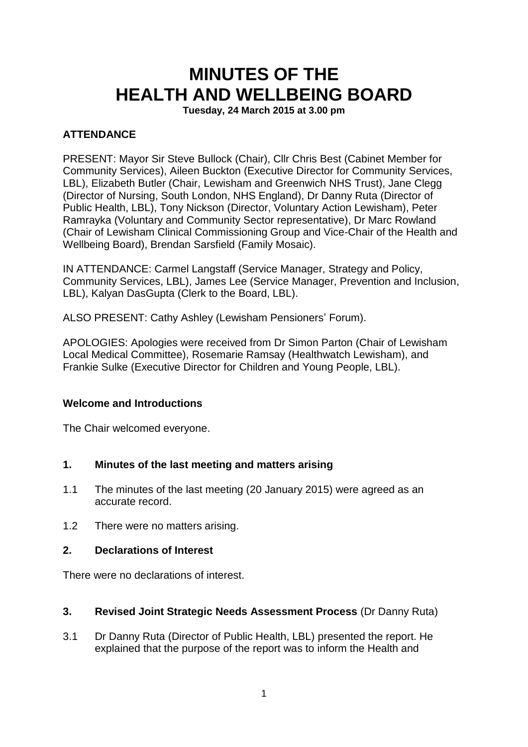# MINUTES OF THE HEALTH AND WELLBEING BOARD

**Tuesday, 24 March 2015 at 3.00 pm**

**ATTENDANCE**

PRESENT: Mayor Sir Steve Bullock (Chair), Cllr Chris Best (Cabinet Member for Community Services), Aileen Buckton (Executive Director for Community Services, LBL), Elizabeth Butler (Chair, Lewisham and Greenwich NHS Trust), Jane Clegg (Director of Nursing, South London, NHS England), Dr Danny Ruta (Director of Public Health, LBL), Tony Nickson (Director, Voluntary Action Lewisham), Peter Ramrayka (Voluntary and Community Sector representative), Dr Marc Rowland (Chair of Lewisham Clinical Commissioning Group and Vice-Chair of the Health and Wellbeing Board), Brendan Sarsfield (Family Mosaic).

IN ATTENDANCE: Carmel Langstaff (Service Manager, Strategy and Policy, Community Services, LBL), James Lee (Service Manager, Prevention and Inclusion, LBL), Kalyan DasGupta (Clerk to the Board, LBL).

ALSO PRESENT: Cathy Ashley (Lewisham Pensioners' Forum).

APOLOGIES: Apologies were received from Dr Simon Parton (Chair of Lewisham Local Medical Committee), Rosemarie Ramsay (Healthwatch Lewisham), and Frankie Sulke (Executive Director for Children and Young People, LBL).

**Welcome and Introductions**

The Chair welcomed everyone.

**1. Minutes of the last meeting and matters arising**

1.1 The minutes of the last meeting (20 January 2015) were agreed as an accurate record.

1.2 There were no matters arising.

**2. Declarations of Interest**

There were no declarations of interest.

**3. Revised Joint Strategic Needs Assessment Process** (Dr Danny Ruta)

3.1 Dr Danny Ruta (Director of Public Health, LBL) presented the report. He explained that the purpose of the report was to inform the Health and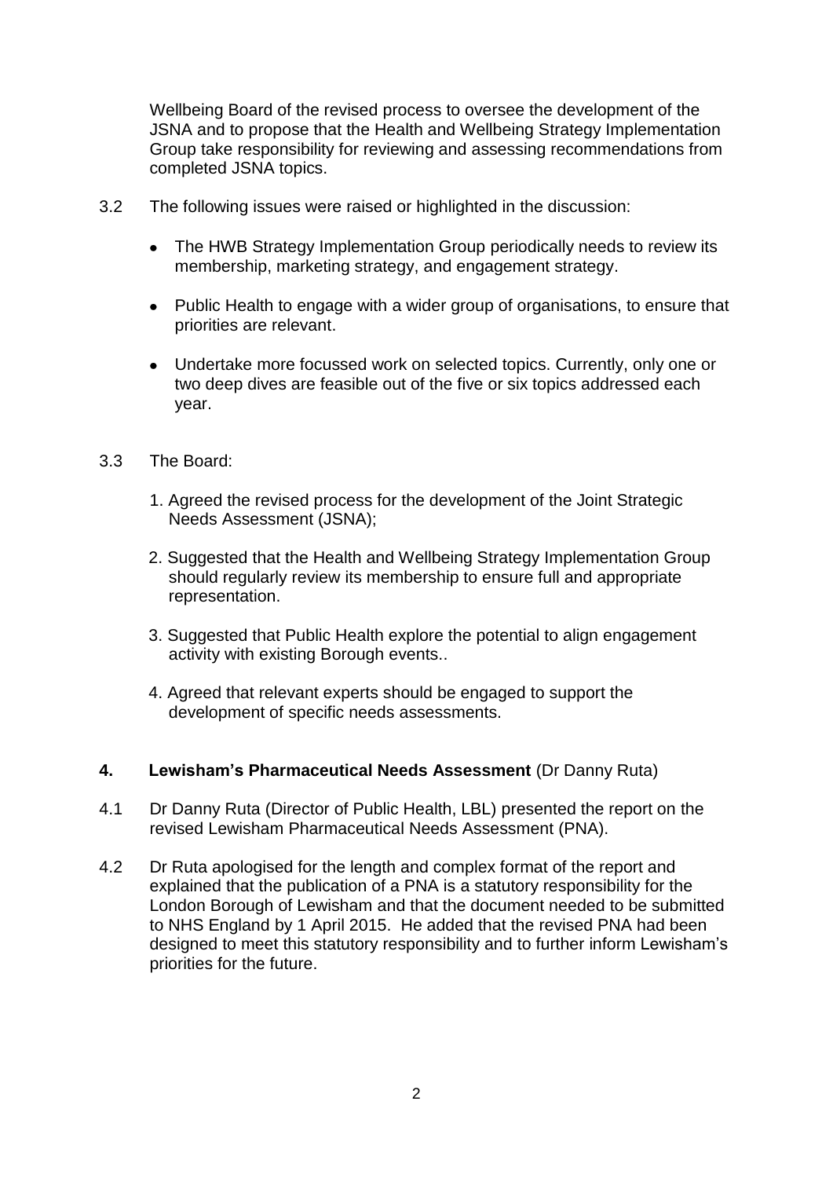Wellbeing Board of the revised process to oversee the development of the JSNA and to propose that the Health and Wellbeing Strategy Implementation Group take responsibility for reviewing and assessing recommendations from completed JSNA topics.

3.2 The following issues were raised or highlighted in the discussion:

- The HWB Strategy Implementation Group periodically needs to review its membership, marketing strategy, and engagement strategy.
- Public Health to engage with a wider group of organisations, to ensure that priorities are relevant.
- Undertake more focussed work on selected topics. Currently, only one or two deep dives are feasible out of the five or six topics addressed each year.

3.3 The Board:

1. Agreed the revised process for the development of the Joint Strategic Needs Assessment (JSNA);
2. Suggested that the Health and Wellbeing Strategy Implementation Group should regularly review its membership to ensure full and appropriate representation.
3. Suggested that Public Health explore the potential to align engagement activity with existing Borough events..
4. Agreed that relevant experts should be engaged to support the development of specific needs assessments.

**4. Lewisham's Pharmaceutical Needs Assessment** (Dr Danny Ruta)

4.1 Dr Danny Ruta (Director of Public Health, LBL) presented the report on the revised Lewisham Pharmaceutical Needs Assessment (PNA).

4.2 Dr Ruta apologised for the length and complex format of the report and explained that the publication of a PNA is a statutory responsibility for the London Borough of Lewisham and that the document needed to be submitted to NHS England by 1 April 2015. He added that the revised PNA had been designed to meet this statutory responsibility and to further inform Lewisham's priorities for the future.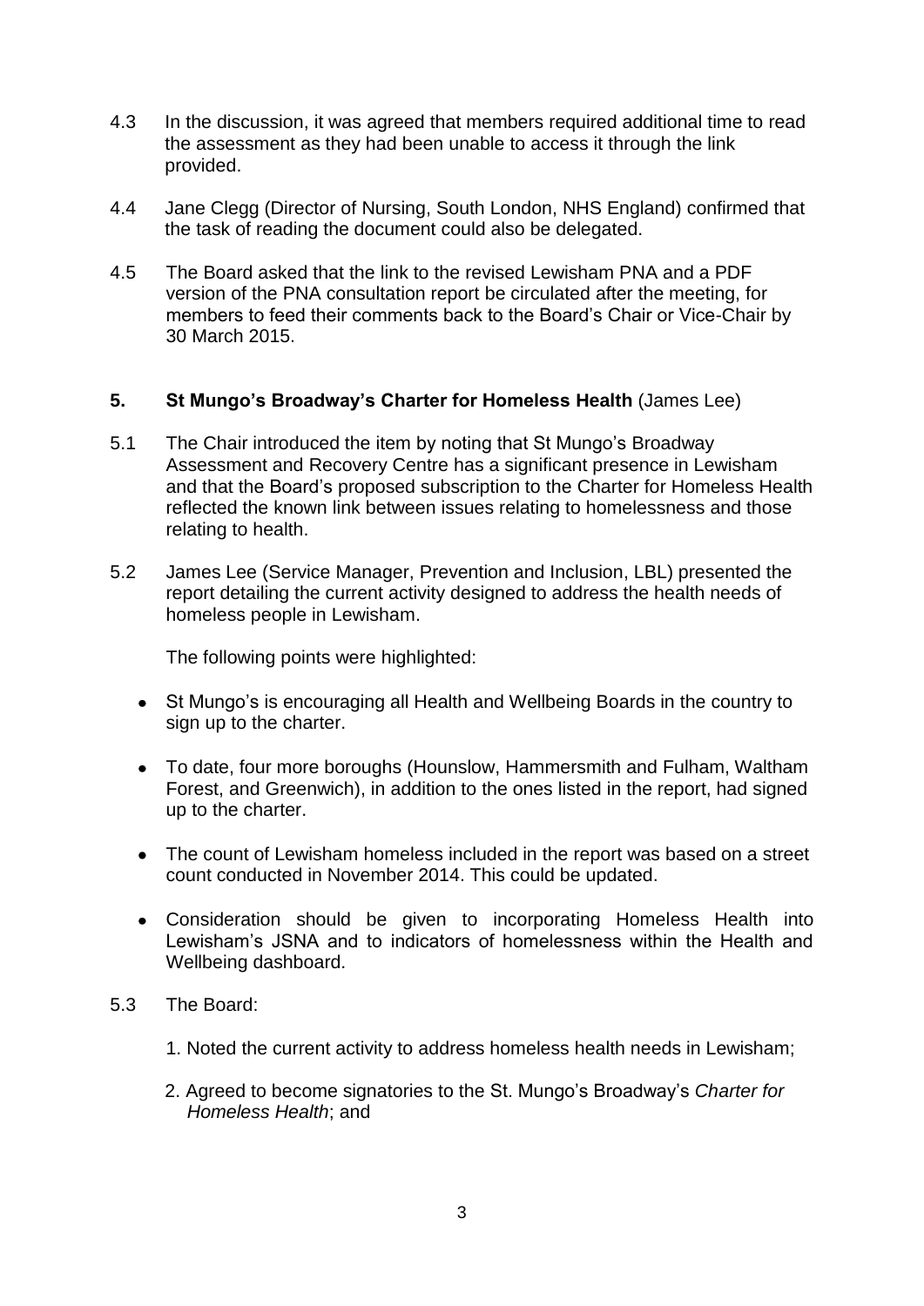4.3 In the discussion, it was agreed that members required additional time to read the assessment as they had been unable to access it through the link provided.

4.4 Jane Clegg (Director of Nursing, South London, NHS England) confirmed that the task of reading the document could also be delegated.

4.5 The Board asked that the link to the revised Lewisham PNA and a PDF version of the PNA consultation report be circulated after the meeting, for members to feed their comments back to the Board's Chair or Vice-Chair by 30 March 2015.

## 5. St Mungo's Broadway's Charter for Homeless Health (James Lee)

5.1 The Chair introduced the item by noting that St Mungo's Broadway Assessment and Recovery Centre has a significant presence in Lewisham and that the Board's proposed subscription to the Charter for Homeless Health reflected the known link between issues relating to homelessness and those relating to health.

5.2 James Lee (Service Manager, Prevention and Inclusion, LBL) presented the report detailing the current activity designed to address the health needs of homeless people in Lewisham.

The following points were highlighted:

- St Mungo's is encouraging all Health and Wellbeing Boards in the country to sign up to the charter.
- To date, four more boroughs (Hounslow, Hammersmith and Fulham, Waltham Forest, and Greenwich), in addition to the ones listed in the report, had signed up to the charter.
- The count of Lewisham homeless included in the report was based on a street count conducted in November 2014. This could be updated.
- Consideration should be given to incorporating Homeless Health into Lewisham's JSNA and to indicators of homelessness within the Health and Wellbeing dashboard.

5.3 The Board:

1. Noted the current activity to address homeless health needs in Lewisham;
2. Agreed to become signatories to the St. Mungo's Broadway's *Charter for Homeless Health*; and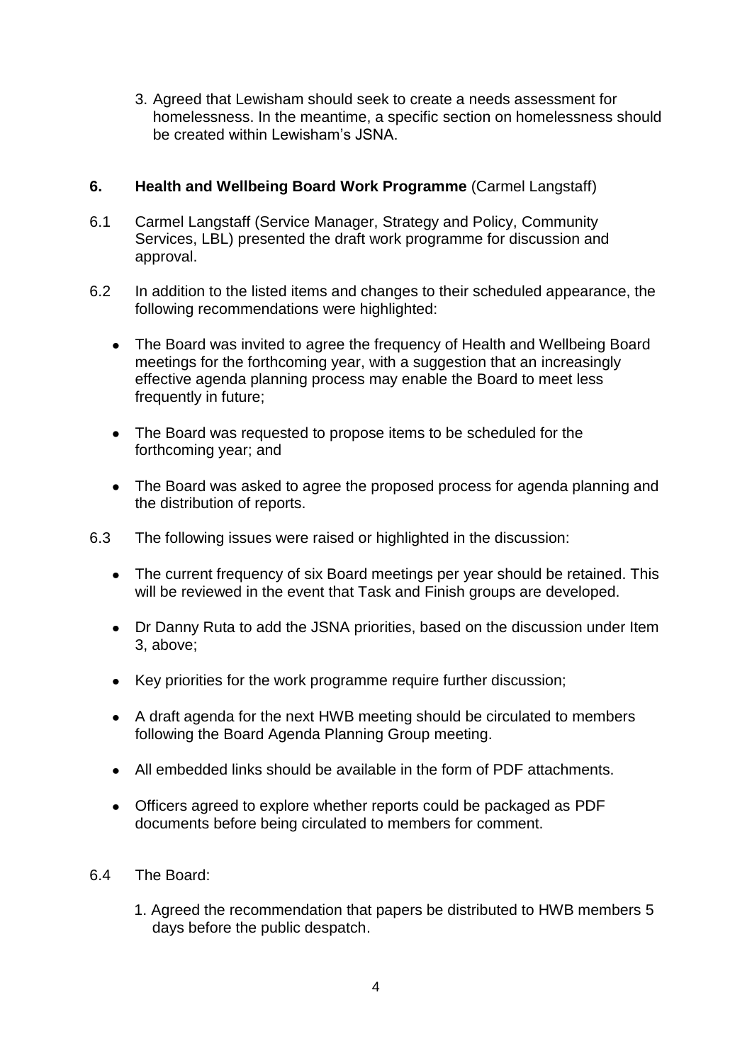3. Agreed that Lewisham should seek to create a needs assessment for homelessness. In the meantime, a specific section on homelessness should be created within Lewisham's JSNA.

## 6. Health and Wellbeing Board Work Programme (Carmel Langstaff)

6.1 Carmel Langstaff (Service Manager, Strategy and Policy, Community Services, LBL) presented the draft work programme for discussion and approval.

6.2 In addition to the listed items and changes to their scheduled appearance, the following recommendations were highlighted:

- The Board was invited to agree the frequency of Health and Wellbeing Board meetings for the forthcoming year, with a suggestion that an increasingly effective agenda planning process may enable the Board to meet less frequently in future;
- The Board was requested to propose items to be scheduled for the forthcoming year; and
- The Board was asked to agree the proposed process for agenda planning and the distribution of reports.

6.3 The following issues were raised or highlighted in the discussion:

- The current frequency of six Board meetings per year should be retained. This will be reviewed in the event that Task and Finish groups are developed.
- Dr Danny Ruta to add the JSNA priorities, based on the discussion under Item 3, above;
- Key priorities for the work programme require further discussion;
- A draft agenda for the next HWB meeting should be circulated to members following the Board Agenda Planning Group meeting.
- All embedded links should be available in the form of PDF attachments.
- Officers agreed to explore whether reports could be packaged as PDF documents before being circulated to members for comment.

6.4 The Board:

1. Agreed the recommendation that papers be distributed to HWB members 5 days before the public despatch.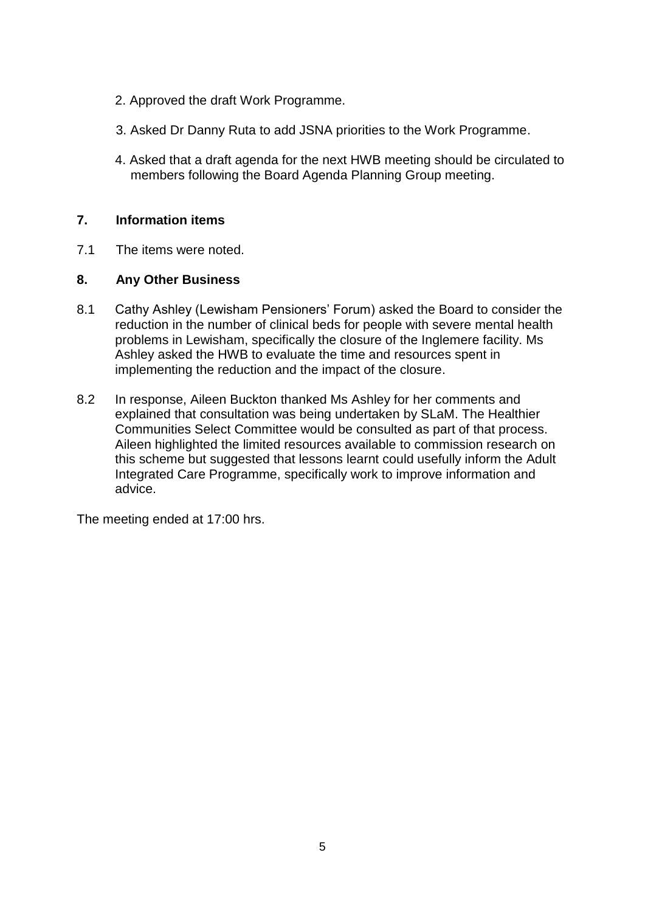2. Approved the draft Work Programme.

3. Asked Dr Danny Ruta to add JSNA priorities to the Work Programme.

4. Asked that a draft agenda for the next HWB meeting should be circulated to members following the Board Agenda Planning Group meeting.

## 7. Information items

7.1 The items were noted.

## 8. Any Other Business

8.1 Cathy Ashley (Lewisham Pensioners' Forum) asked the Board to consider the reduction in the number of clinical beds for people with severe mental health problems in Lewisham, specifically the closure of the Inglemere facility. Ms Ashley asked the HWB to evaluate the time and resources spent in implementing the reduction and the impact of the closure.

8.2 In response, Aileen Buckton thanked Ms Ashley for her comments and explained that consultation was being undertaken by SLaM. The Healthier Communities Select Committee would be consulted as part of that process. Aileen highlighted the limited resources available to commission research on this scheme but suggested that lessons learnt could usefully inform the Adult Integrated Care Programme, specifically work to improve information and advice.

The meeting ended at 17:00 hrs.